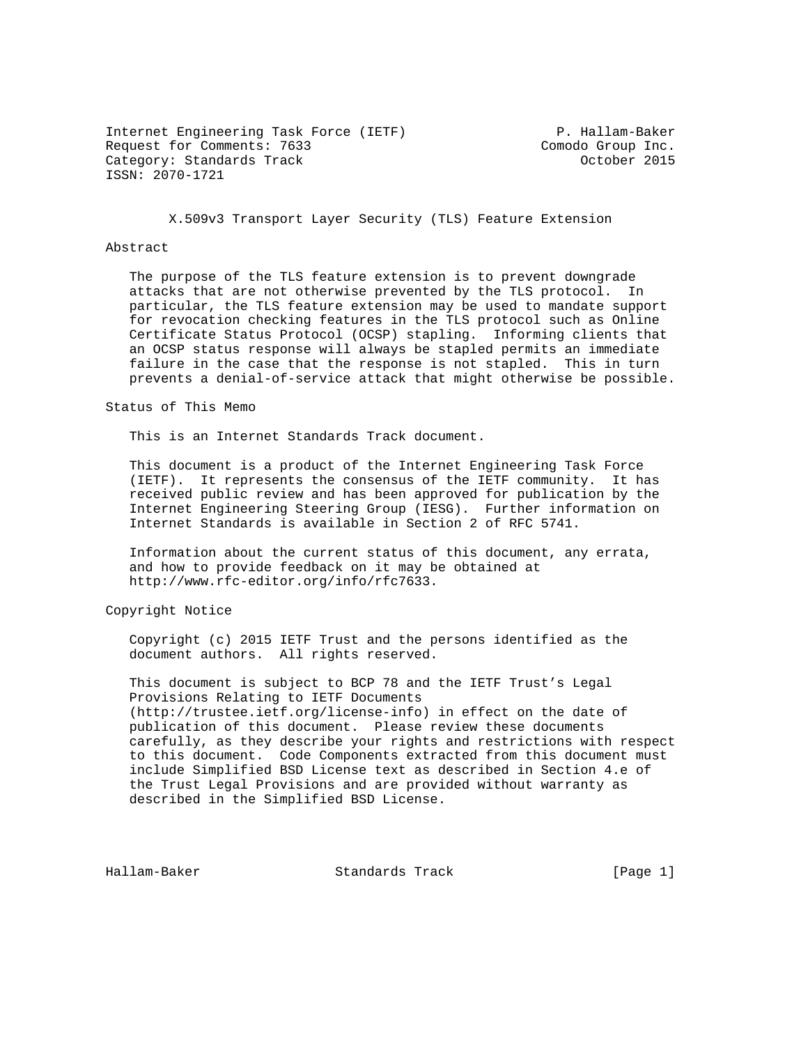Internet Engineering Task Force (IETF)  
Request for Comments: 7633  
Category: Standards Track  
ISSN: 2070-1721

P. Hallam-Baker  
Comodo Group Inc.  
October 2015

# X.509v3 Transport Layer Security (TLS) Feature Extension

## Abstract

The purpose of the TLS feature extension is to prevent downgrade attacks that are not otherwise prevented by the TLS protocol. In particular, the TLS feature extension may be used to mandate support for revocation checking features in the TLS protocol such as Online Certificate Status Protocol (OCSP) stapling. Informing clients that an OCSP status response will always be stapled permits an immediate failure in the case that the response is not stapled. This in turn prevents a denial-of-service attack that might otherwise be possible.

## Status of This Memo

This is an Internet Standards Track document.

This document is a product of the Internet Engineering Task Force (IETF). It represents the consensus of the IETF community. It has received public review and has been approved for publication by the Internet Engineering Steering Group (IESG). Further information on Internet Standards is available in Section 2 of RFC 5741.

Information about the current status of this document, any errata, and how to provide feedback on it may be obtained at http://www.rfc-editor.org/info/rfc7633.

## Copyright Notice

Copyright (c) 2015 IETF Trust and the persons identified as the document authors. All rights reserved.

This document is subject to BCP 78 and the IETF Trust's Legal Provisions Relating to IETF Documents (http://trustee.ietf.org/license-info) in effect on the date of publication of this document. Please review these documents carefully, as they describe your rights and restrictions with respect to this document. Code Components extracted from this document must include Simplified BSD License text as described in Section 4.e of the Trust Legal Provisions and are provided without warranty as described in the Simplified BSD License.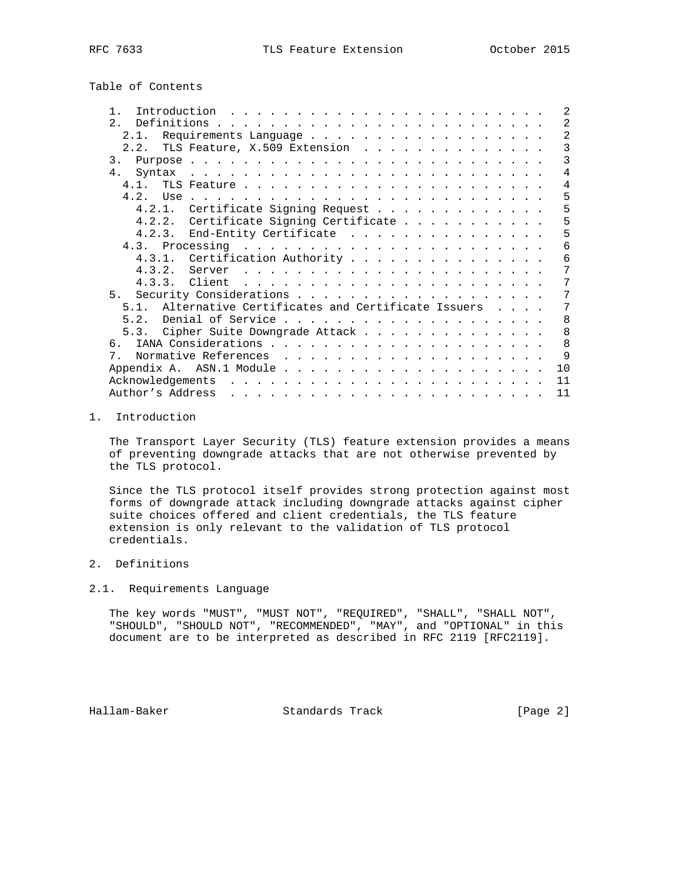Table of Contents

```
   1.  Introduction  . . . . . . . . . . . . . . . . . . . . . . . .   2
   2.  Definitions . . . . . . . . . . . . . . . . . . . . . . . . .   2
     2.1.  Requirements Language . . . . . . . . . . . . . . . . . .   2
     2.2.  TLS Feature, X.509 Extension  . . . . . . . . . . . . . .   3
   3.  Purpose . . . . . . . . . . . . . . . . . . . . . . . . . . .   3
   4.  Syntax  . . . . . . . . . . . . . . . . . . . . . . . . . . .   4
     4.1.  TLS Feature . . . . . . . . . . . . . . . . . . . . . . .   4
     4.2.  Use . . . . . . . . . . . . . . . . . . . . . . . . . . .   5
       4.2.1.  Certificate Signing Request . . . . . . . . . . . . .   5
       4.2.2.  Certificate Signing Certificate . . . . . . . . . . .   5
       4.2.3.  End-Entity Certificate  . . . . . . . . . . . . . . .   5
     4.3.  Processing  . . . . . . . . . . . . . . . . . . . . . . .   6
       4.3.1.  Certification Authority . . . . . . . . . . . . . . .   6
       4.3.2.  Server  . . . . . . . . . . . . . . . . . . . . . . .   7
       4.3.3.  Client  . . . . . . . . . . . . . . . . . . . . . . .   7
   5.  Security Considerations . . . . . . . . . . . . . . . . . . .   7
     5.1.  Alternative Certificates and Certificate Issuers  . . . .   7
     5.2.  Denial of Service . . . . . . . . . . . . . . . . . . . .   8
     5.3.  Cipher Suite Downgrade Attack . . . . . . . . . . . . . .   8
   6.  IANA Considerations . . . . . . . . . . . . . . . . . . . . .   8
   7.  Normative References  . . . . . . . . . . . . . . . . . . . .   9
   Appendix A.  ASN.1 Module . . . . . . . . . . . . . . . . . . . .  10
   Acknowledgements  . . . . . . . . . . . . . . . . . . . . . . . .  11
   Author's Address  . . . . . . . . . . . . . . . . . . . . . . . .  11
```

# 1. Introduction

The Transport Layer Security (TLS) feature extension provides a means of preventing downgrade attacks that are not otherwise prevented by the TLS protocol.

Since the TLS protocol itself provides strong protection against most forms of downgrade attack including downgrade attacks against cipher suite choices offered and client credentials, the TLS feature extension is only relevant to the validation of TLS protocol credentials.

# 2. Definitions

## 2.1. Requirements Language

The key words "MUST", "MUST NOT", "REQUIRED", "SHALL", "SHALL NOT", "SHOULD", "SHOULD NOT", "RECOMMENDED", "MAY", and "OPTIONAL" in this document are to be interpreted as described in RFC 2119 [RFC2119].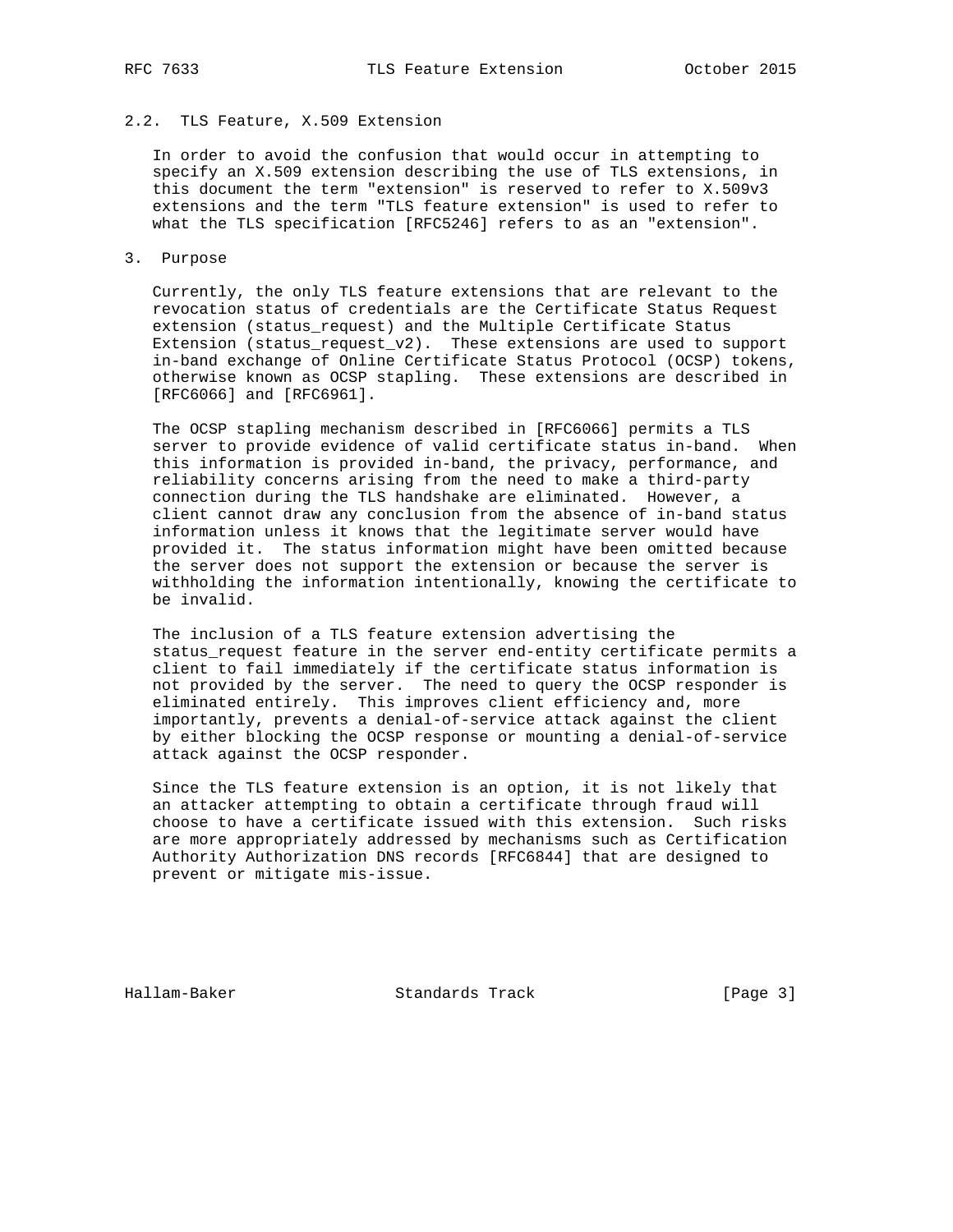### 2.2. TLS Feature, X.509 Extension

In order to avoid the confusion that would occur in attempting to specify an X.509 extension describing the use of TLS extensions, in this document the term "extension" is reserved to refer to X.509v3 extensions and the term "TLS feature extension" is used to refer to what the TLS specification [RFC5246] refers to as an "extension".

## 3. Purpose

Currently, the only TLS feature extensions that are relevant to the revocation status of credentials are the Certificate Status Request extension (status_request) and the Multiple Certificate Status Extension (status_request_v2). These extensions are used to support in-band exchange of Online Certificate Status Protocol (OCSP) tokens, otherwise known as OCSP stapling. These extensions are described in [RFC6066] and [RFC6961].

The OCSP stapling mechanism described in [RFC6066] permits a TLS server to provide evidence of valid certificate status in-band. When this information is provided in-band, the privacy, performance, and reliability concerns arising from the need to make a third-party connection during the TLS handshake are eliminated. However, a client cannot draw any conclusion from the absence of in-band status information unless it knows that the legitimate server would have provided it. The status information might have been omitted because the server does not support the extension or because the server is withholding the information intentionally, knowing the certificate to be invalid.

The inclusion of a TLS feature extension advertising the status_request feature in the server end-entity certificate permits a client to fail immediately if the certificate status information is not provided by the server. The need to query the OCSP responder is eliminated entirely. This improves client efficiency and, more importantly, prevents a denial-of-service attack against the client by either blocking the OCSP response or mounting a denial-of-service attack against the OCSP responder.

Since the TLS feature extension is an option, it is not likely that an attacker attempting to obtain a certificate through fraud will choose to have a certificate issued with this extension. Such risks are more appropriately addressed by mechanisms such as Certification Authority Authorization DNS records [RFC6844] that are designed to prevent or mitigate mis-issue.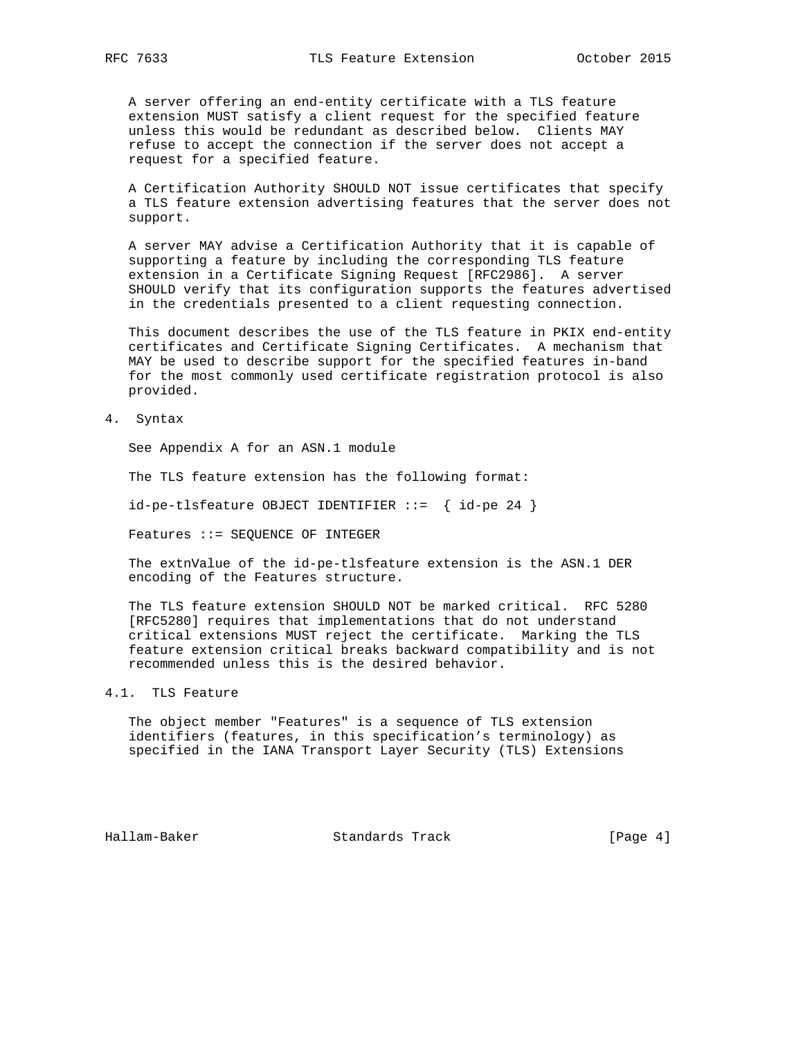A server offering an end-entity certificate with a TLS feature extension MUST satisfy a client request for the specified feature unless this would be redundant as described below. Clients MAY refuse to accept the connection if the server does not accept a request for a specified feature.

A Certification Authority SHOULD NOT issue certificates that specify a TLS feature extension advertising features that the server does not support.

A server MAY advise a Certification Authority that it is capable of supporting a feature by including the corresponding TLS feature extension in a Certificate Signing Request [RFC2986]. A server SHOULD verify that its configuration supports the features advertised in the credentials presented to a client requesting connection.

This document describes the use of the TLS feature in PKIX end-entity certificates and Certificate Signing Certificates. A mechanism that MAY be used to describe support for the specified features in-band for the most commonly used certificate registration protocol is also provided.

## 4. Syntax

See Appendix A for an ASN.1 module

The TLS feature extension has the following format:

```
id-pe-tlsfeature OBJECT IDENTIFIER ::=  { id-pe 24 }

Features ::= SEQUENCE OF INTEGER
```

The extnValue of the id-pe-tlsfeature extension is the ASN.1 DER encoding of the Features structure.

The TLS feature extension SHOULD NOT be marked critical. RFC 5280 [RFC5280] requires that implementations that do not understand critical extensions MUST reject the certificate. Marking the TLS feature extension critical breaks backward compatibility and is not recommended unless this is the desired behavior.

### 4.1. TLS Feature

The object member "Features" is a sequence of TLS extension identifiers (features, in this specification’s terminology) as specified in the IANA Transport Layer Security (TLS) Extensions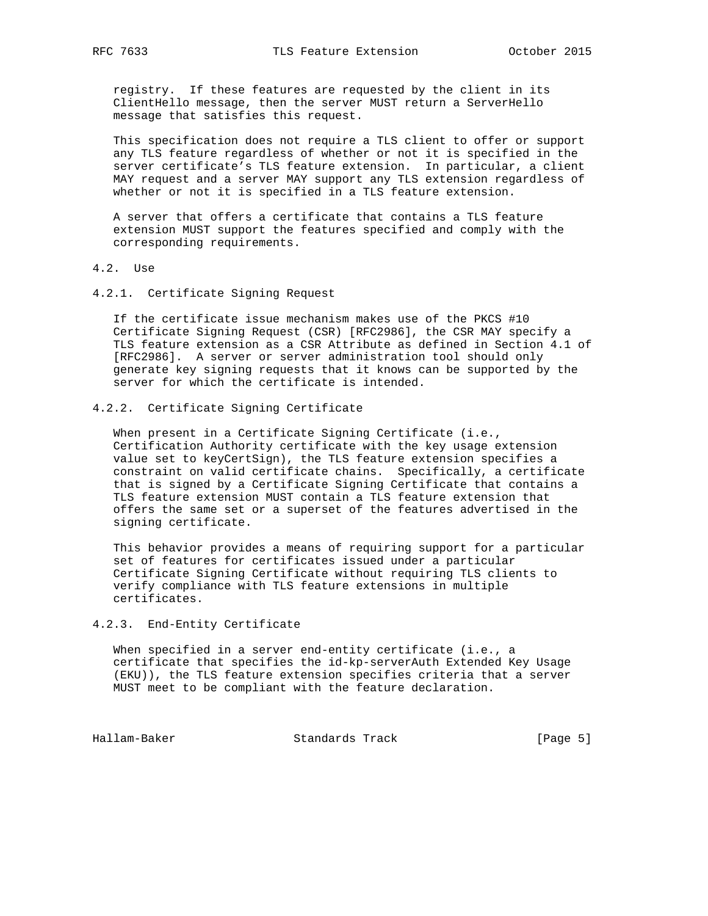registry. If these features are requested by the client in its ClientHello message, then the server MUST return a ServerHello message that satisfies this request.

This specification does not require a TLS client to offer or support any TLS feature regardless of whether or not it is specified in the server certificate's TLS feature extension. In particular, a client MAY request and a server MAY support any TLS extension regardless of whether or not it is specified in a TLS feature extension.

A server that offers a certificate that contains a TLS feature extension MUST support the features specified and comply with the corresponding requirements.

## 4.2. Use

### 4.2.1. Certificate Signing Request

If the certificate issue mechanism makes use of the PKCS #10 Certificate Signing Request (CSR) [RFC2986], the CSR MAY specify a TLS feature extension as a CSR Attribute as defined in Section 4.1 of [RFC2986]. A server or server administration tool should only generate key signing requests that it knows can be supported by the server for which the certificate is intended.

### 4.2.2. Certificate Signing Certificate

When present in a Certificate Signing Certificate (i.e., Certification Authority certificate with the key usage extension value set to keyCertSign), the TLS feature extension specifies a constraint on valid certificate chains. Specifically, a certificate that is signed by a Certificate Signing Certificate that contains a TLS feature extension MUST contain a TLS feature extension that offers the same set or a superset of the features advertised in the signing certificate.

This behavior provides a means of requiring support for a particular set of features for certificates issued under a particular Certificate Signing Certificate without requiring TLS clients to verify compliance with TLS feature extensions in multiple certificates.

### 4.2.3. End-Entity Certificate

When specified in a server end-entity certificate (i.e., a certificate that specifies the id-kp-serverAuth Extended Key Usage (EKU)), the TLS feature extension specifies criteria that a server MUST meet to be compliant with the feature declaration.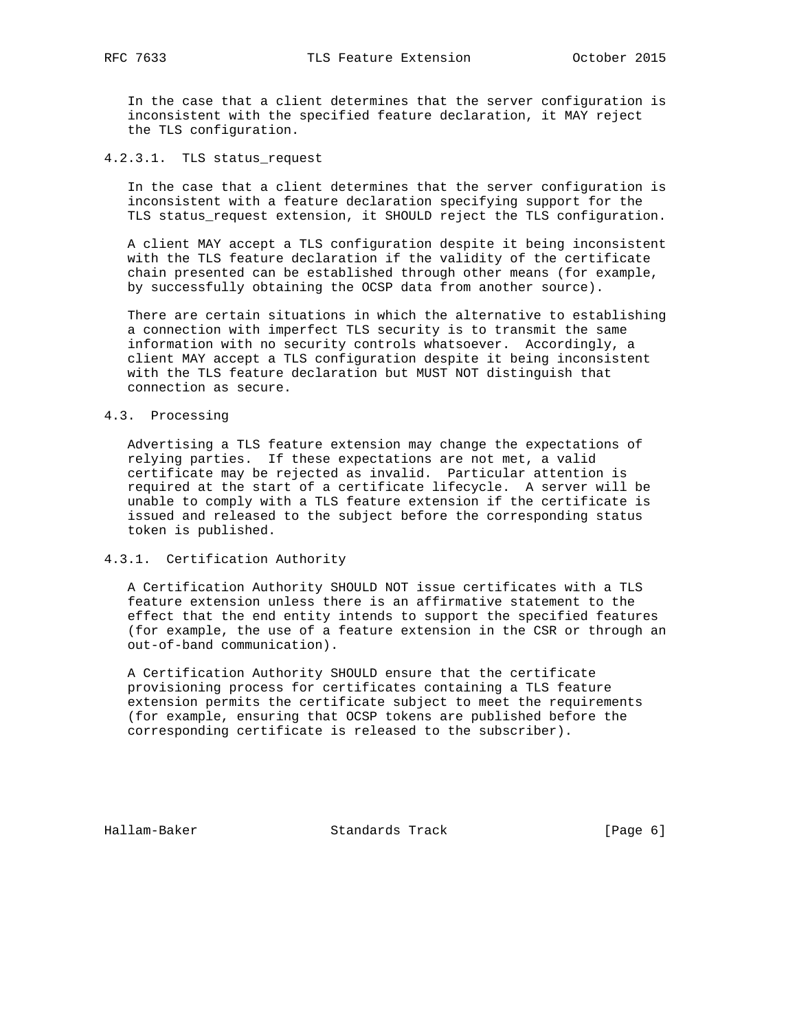In the case that a client determines that the server configuration is inconsistent with the specified feature declaration, it MAY reject the TLS configuration.

#### 4.2.3.1. TLS status_request

In the case that a client determines that the server configuration is inconsistent with a feature declaration specifying support for the TLS status_request extension, it SHOULD reject the TLS configuration.

A client MAY accept a TLS configuration despite it being inconsistent with the TLS feature declaration if the validity of the certificate chain presented can be established through other means (for example, by successfully obtaining the OCSP data from another source).

There are certain situations in which the alternative to establishing a connection with imperfect TLS security is to transmit the same information with no security controls whatsoever. Accordingly, a client MAY accept a TLS configuration despite it being inconsistent with the TLS feature declaration but MUST NOT distinguish that connection as secure.

## 4.3. Processing

Advertising a TLS feature extension may change the expectations of relying parties. If these expectations are not met, a valid certificate may be rejected as invalid. Particular attention is required at the start of a certificate lifecycle. A server will be unable to comply with a TLS feature extension if the certificate is issued and released to the subject before the corresponding status token is published.

### 4.3.1. Certification Authority

A Certification Authority SHOULD NOT issue certificates with a TLS feature extension unless there is an affirmative statement to the effect that the end entity intends to support the specified features (for example, the use of a feature extension in the CSR or through an out-of-band communication).

A Certification Authority SHOULD ensure that the certificate provisioning process for certificates containing a TLS feature extension permits the certificate subject to meet the requirements (for example, ensuring that OCSP tokens are published before the corresponding certificate is released to the subscriber).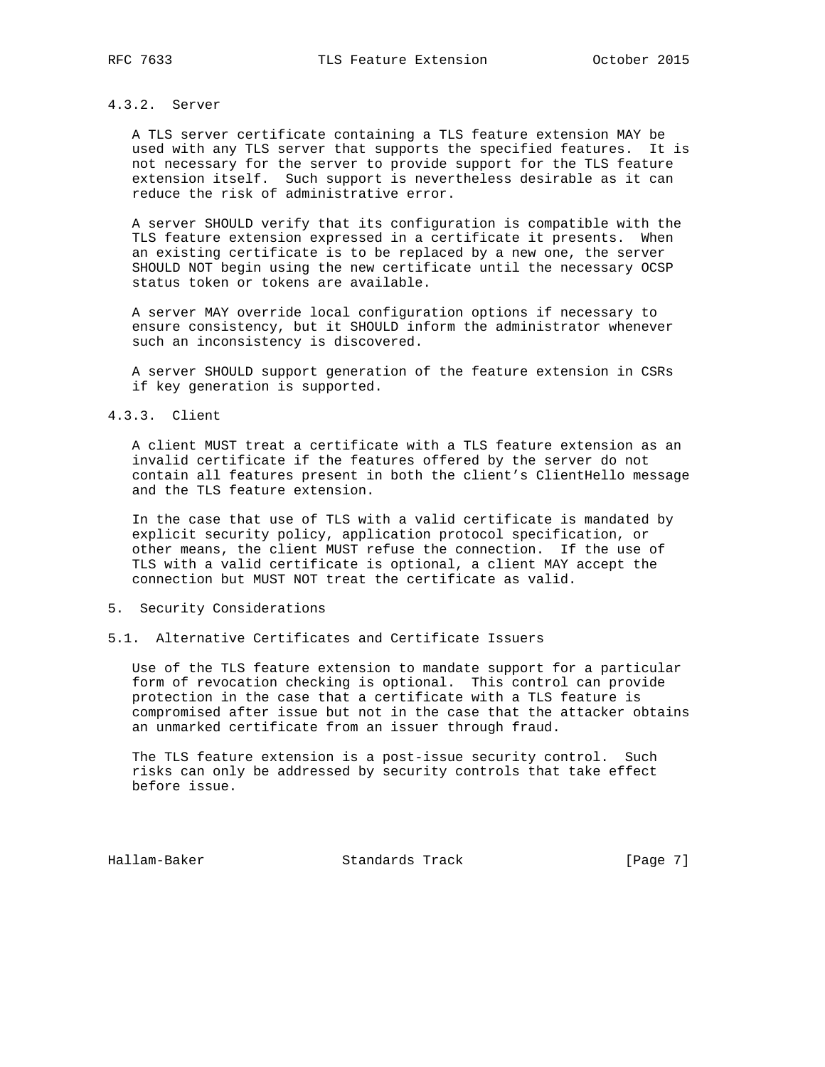#### 4.3.2. Server

A TLS server certificate containing a TLS feature extension MAY be used with any TLS server that supports the specified features. It is not necessary for the server to provide support for the TLS feature extension itself. Such support is nevertheless desirable as it can reduce the risk of administrative error.

A server SHOULD verify that its configuration is compatible with the TLS feature extension expressed in a certificate it presents. When an existing certificate is to be replaced by a new one, the server SHOULD NOT begin using the new certificate until the necessary OCSP status token or tokens are available.

A server MAY override local configuration options if necessary to ensure consistency, but it SHOULD inform the administrator whenever such an inconsistency is discovered.

A server SHOULD support generation of the feature extension in CSRs if key generation is supported.

#### 4.3.3. Client

A client MUST treat a certificate with a TLS feature extension as an invalid certificate if the features offered by the server do not contain all features present in both the client's ClientHello message and the TLS feature extension.

In the case that use of TLS with a valid certificate is mandated by explicit security policy, application protocol specification, or other means, the client MUST refuse the connection. If the use of TLS with a valid certificate is optional, a client MAY accept the connection but MUST NOT treat the certificate as valid.

## 5. Security Considerations

### 5.1. Alternative Certificates and Certificate Issuers

Use of the TLS feature extension to mandate support for a particular form of revocation checking is optional. This control can provide protection in the case that a certificate with a TLS feature is compromised after issue but not in the case that the attacker obtains an unmarked certificate from an issuer through fraud.

The TLS feature extension is a post-issue security control. Such risks can only be addressed by security controls that take effect before issue.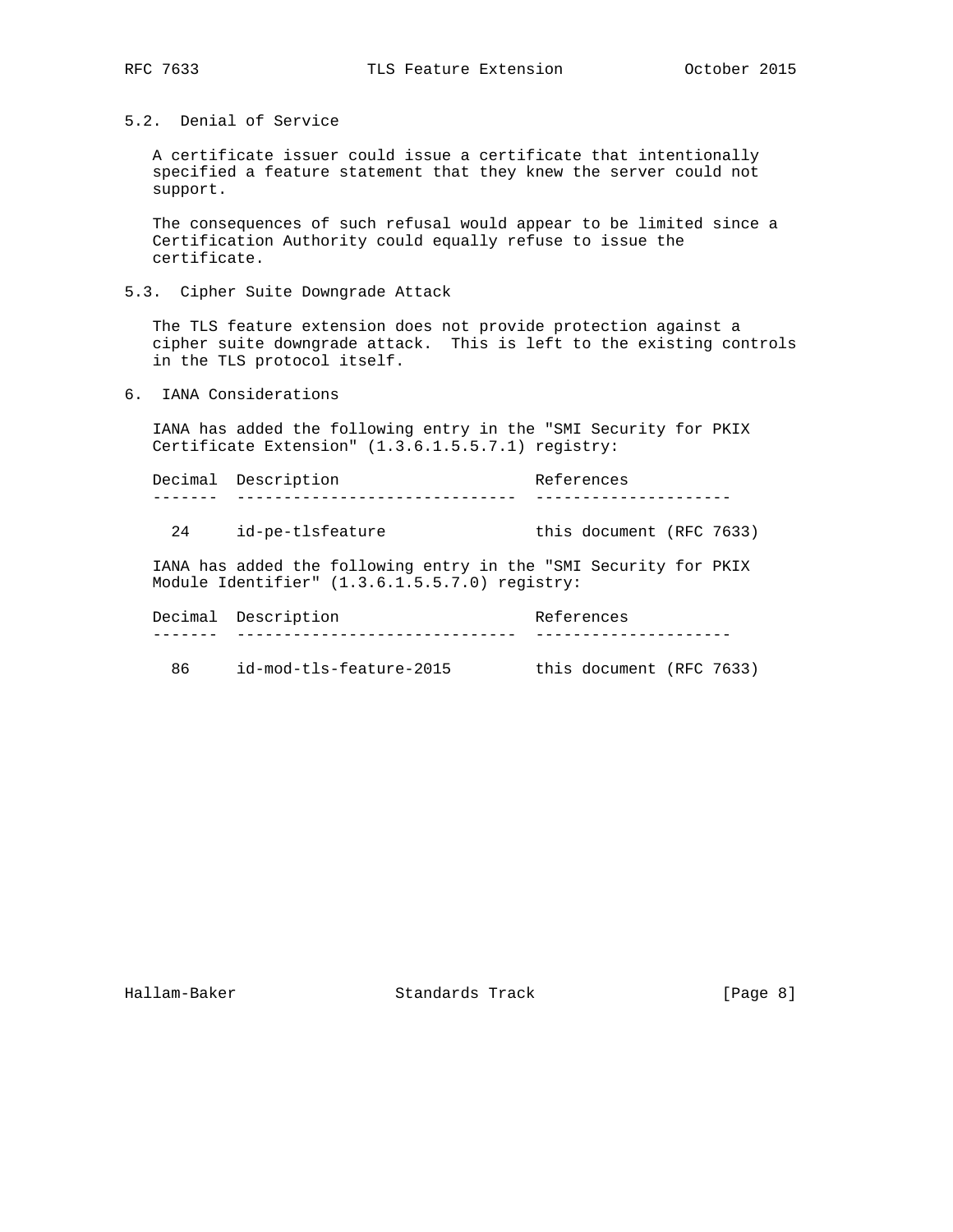### 5.2. Denial of Service

A certificate issuer could issue a certificate that intentionally specified a feature statement that they knew the server could not support.

The consequences of such refusal would appear to be limited since a Certification Authority could equally refuse to issue the certificate.

### 5.3. Cipher Suite Downgrade Attack

The TLS feature extension does not provide protection against a cipher suite downgrade attack. This is left to the existing controls in the TLS protocol itself.

## 6. IANA Considerations

IANA has added the following entry in the "SMI Security for PKIX Certificate Extension" (1.3.6.1.5.5.7.1) registry:

| Decimal | Description | References |
|---|---|---|
| 24 | id-pe-tlsfeature | this document (RFC 7633) |

IANA has added the following entry in the "SMI Security for PKIX Module Identifier" (1.3.6.1.5.5.7.0) registry:

| Decimal | Description | References |
|---|---|---|
| 86 | id-mod-tls-feature-2015 | this document (RFC 7633) |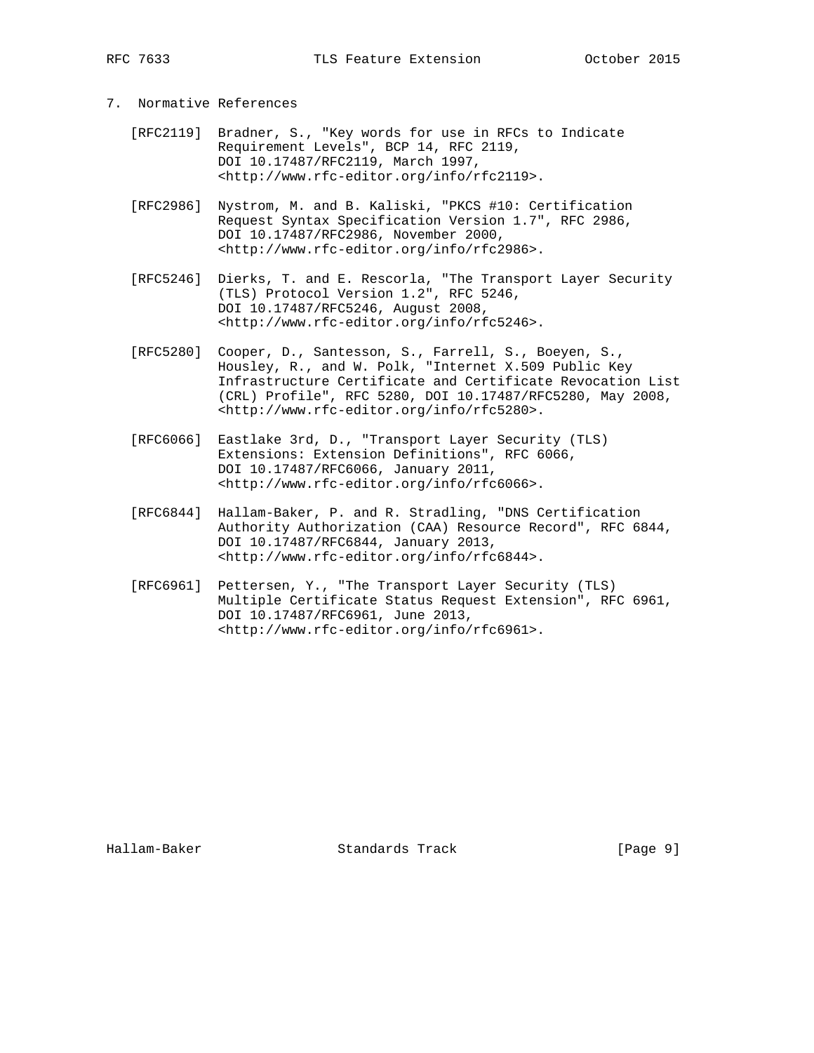## 7. Normative References

[RFC2119] Bradner, S., "Key words for use in RFCs to Indicate Requirement Levels", BCP 14, RFC 2119, DOI 10.17487/RFC2119, March 1997, <http://www.rfc-editor.org/info/rfc2119>.

[RFC2986] Nystrom, M. and B. Kaliski, "PKCS #10: Certification Request Syntax Specification Version 1.7", RFC 2986, DOI 10.17487/RFC2986, November 2000, <http://www.rfc-editor.org/info/rfc2986>.

[RFC5246] Dierks, T. and E. Rescorla, "The Transport Layer Security (TLS) Protocol Version 1.2", RFC 5246, DOI 10.17487/RFC5246, August 2008, <http://www.rfc-editor.org/info/rfc5246>.

[RFC5280] Cooper, D., Santesson, S., Farrell, S., Boeyen, S., Housley, R., and W. Polk, "Internet X.509 Public Key Infrastructure Certificate and Certificate Revocation List (CRL) Profile", RFC 5280, DOI 10.17487/RFC5280, May 2008, <http://www.rfc-editor.org/info/rfc5280>.

[RFC6066] Eastlake 3rd, D., "Transport Layer Security (TLS) Extensions: Extension Definitions", RFC 6066, DOI 10.17487/RFC6066, January 2011, <http://www.rfc-editor.org/info/rfc6066>.

[RFC6844] Hallam-Baker, P. and R. Stradling, "DNS Certification Authority Authorization (CAA) Resource Record", RFC 6844, DOI 10.17487/RFC6844, January 2013, <http://www.rfc-editor.org/info/rfc6844>.

[RFC6961] Pettersen, Y., "The Transport Layer Security (TLS) Multiple Certificate Status Request Extension", RFC 6961, DOI 10.17487/RFC6961, June 2013, <http://www.rfc-editor.org/info/rfc6961>.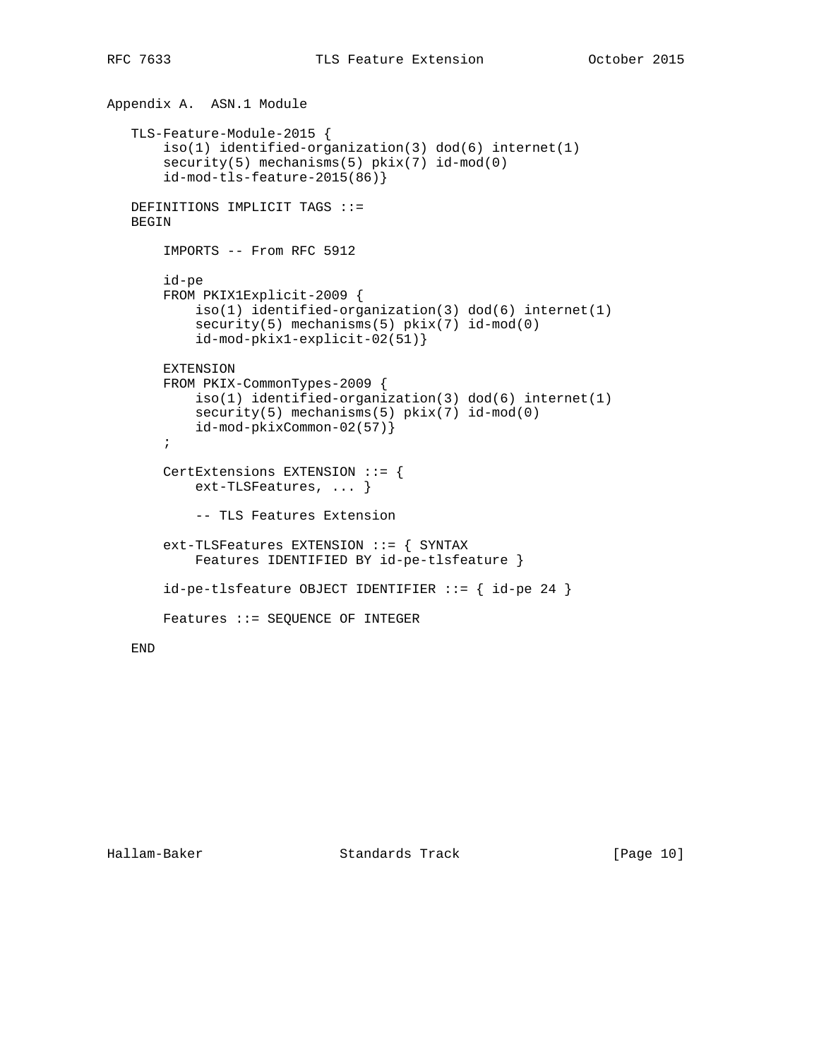## Appendix A.  ASN.1 Module

```
   TLS-Feature-Module-2015 {
       iso(1) identified-organization(3) dod(6) internet(1)
       security(5) mechanisms(5) pkix(7) id-mod(0)
       id-mod-tls-feature-2015(86)}

   DEFINITIONS IMPLICIT TAGS ::=
   BEGIN

       IMPORTS -- From RFC 5912

       id-pe
       FROM PKIX1Explicit-2009 {
           iso(1) identified-organization(3) dod(6) internet(1)
           security(5) mechanisms(5) pkix(7) id-mod(0)
           id-mod-pkix1-explicit-02(51)}

       EXTENSION
       FROM PKIX-CommonTypes-2009 {
           iso(1) identified-organization(3) dod(6) internet(1)
           security(5) mechanisms(5) pkix(7) id-mod(0)
           id-mod-pkixCommon-02(57)}
       ;

       CertExtensions EXTENSION ::= {
           ext-TLSFeatures, ... }

           -- TLS Features Extension

       ext-TLSFeatures EXTENSION ::= { SYNTAX
           Features IDENTIFIED BY id-pe-tlsfeature }

       id-pe-tlsfeature OBJECT IDENTIFIER ::= { id-pe 24 }

       Features ::= SEQUENCE OF INTEGER

   END
```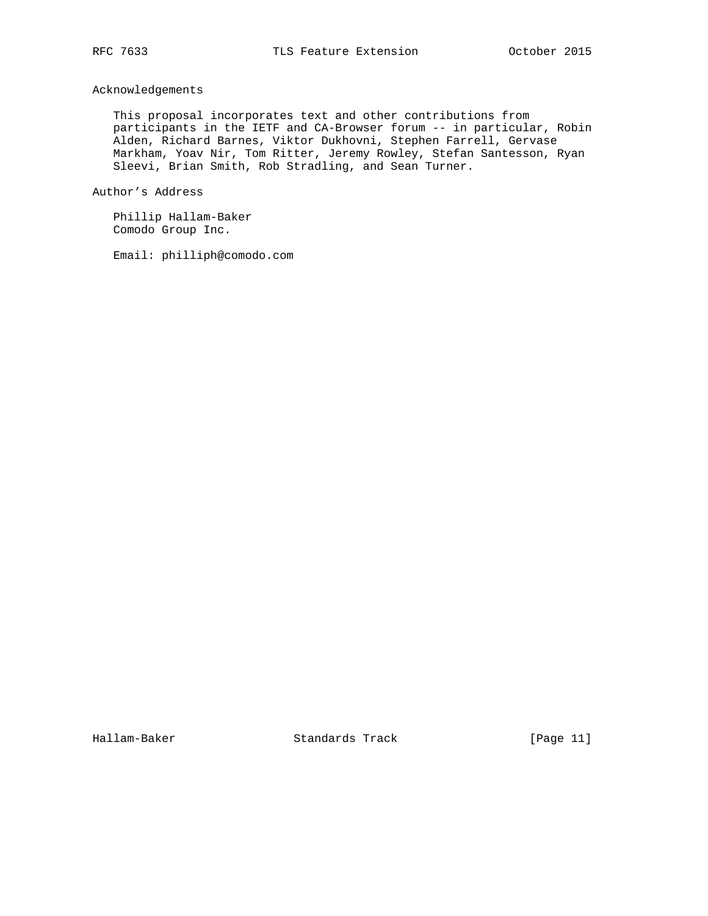## Acknowledgements

This proposal incorporates text and other contributions from participants in the IETF and CA-Browser forum -- in particular, Robin Alden, Richard Barnes, Viktor Dukhovni, Stephen Farrell, Gervase Markham, Yoav Nir, Tom Ritter, Jeremy Rowley, Stefan Santesson, Ryan Sleevi, Brian Smith, Rob Stradling, and Sean Turner.

## Author's Address

Phillip Hallam-Baker
Comodo Group Inc.

Email: philliph@comodo.com